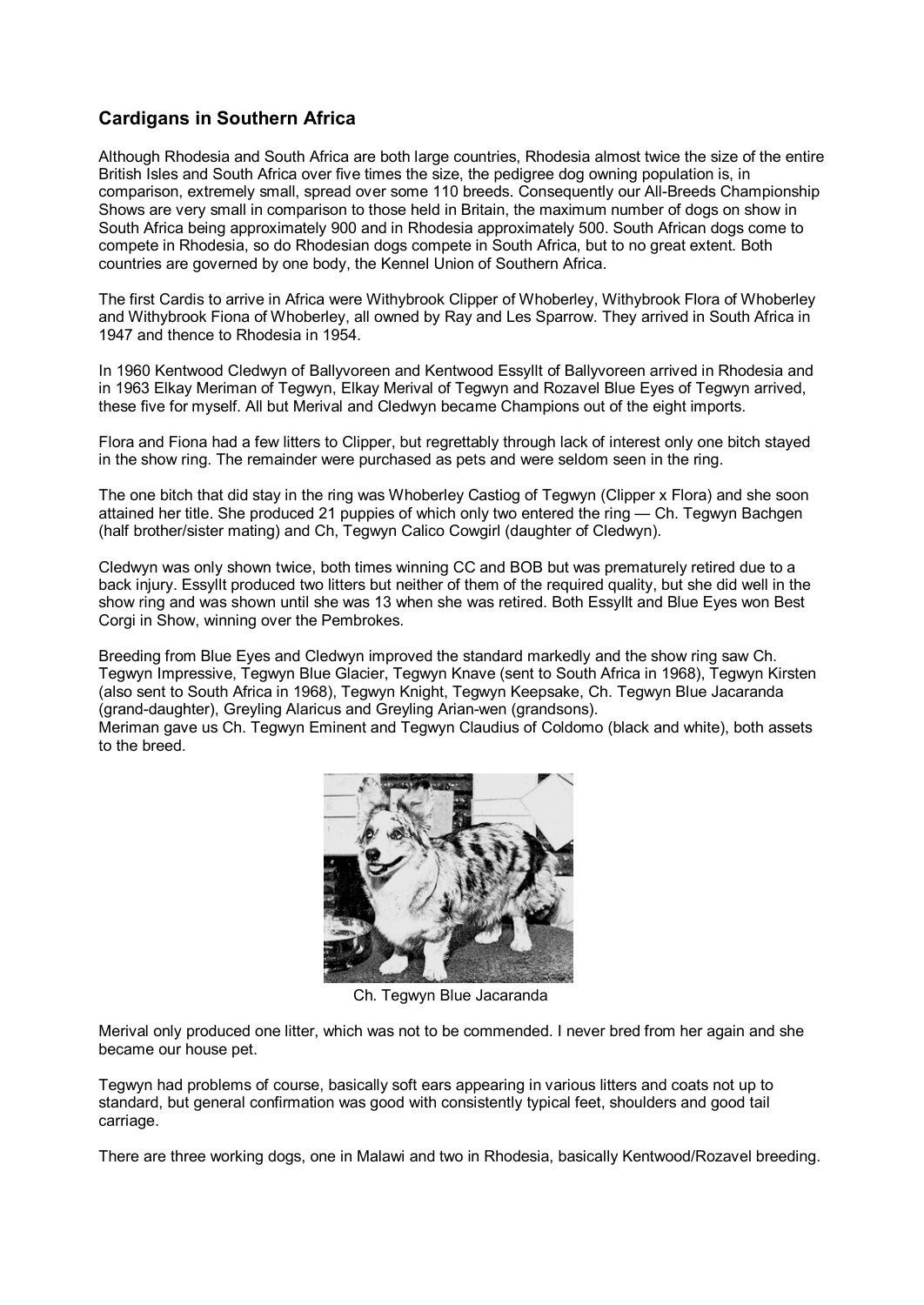## Cardigans in Southern Africa

Although Rhodesia and South Africa are both large countries, Rhodesia almost twice the size of the entire British Isles and South Africa over five times the size, the pedigree dog owning population is, in comparison, extremely small, spread over some 110 breeds. Consequently our All-Breeds Championship Shows are very small in comparison to those held in Britain, the maximum number of dogs on show in South Africa being approximately 900 and in Rhodesia approximately 500. South African dogs come to compete in Rhodesia, so do Rhodesian dogs compete in South Africa, but to no great extent. Both countries are governed by one body, the Kennel Union of Southern Africa.

The first Cardis to arrive in Africa were Withybrook Clipper of Whoberley, Withybrook Flora of Whoberley and Withybrook Fiona of Whoberley, all owned by Ray and Les Sparrow. They arrived in South Africa in 1947 and thence to Rhodesia in 1954.

In 1960 Kentwood Cledwyn of Ballyvoreen and Kentwood Essyllt of Ballyvoreen arrived in Rhodesia and in 1963 Elkay Meriman of Tegwyn, Elkay Merival of Tegwyn and Rozavel Blue Eyes of Tegwyn arrived, these five for myself. All but Merival and Cledwyn became Champions out of the eight imports.

Flora and Fiona had a few litters to Clipper, but regrettably through lack of interest only one bitch stayed in the show ring. The remainder were purchased as pets and were seldom seen in the ring.

The one bitch that did stay in the ring was Whoberley Castiog of Tegwyn (Clipper x Flora) and she soon attained her title. She produced 21 puppies of which only two entered the ring — Ch. Tegwyn Bachgen (half brother/sister mating) and Ch, Tegwyn Calico Cowgirl (daughter of Cledwyn).

Cledwyn was only shown twice, both times winning CC and BOB but was prematurely retired due to a back injury. Essyllt produced two litters but neither of them of the required quality, but she did well in the show ring and was shown until she was 13 when she was retired. Both Essyllt and Blue Eyes won Best Corgi in Show, winning over the Pembrokes.

Breeding from Blue Eyes and Cledwyn improved the standard markedly and the show ring saw Ch. Tegwyn Impressive, Tegwyn Blue Glacier, Tegwyn Knave (sent to South Africa in 1968), Tegwyn Kirsten (also sent to South Africa in 1968), Tegwyn Knight, Tegwyn Keepsake, Ch. Tegwyn Blue Jacaranda (grand-daughter), Greyling Alaricus and Greyling Arian-wen (grandsons).
Meriman gave us Ch. Tegwyn Eminent and Tegwyn Claudius of Coldomo (black and white), both assets to the breed.

Ch. Tegwyn Blue Jacaranda

Merival only produced one litter, which was not to be commended. I never bred from her again and she became our house pet.

Tegwyn had problems of course, basically soft ears appearing in various litters and coats not up to standard, but general confirmation was good with consistently typical feet, shoulders and good tail carriage.

There are three working dogs, one in Malawi and two in Rhodesia, basically Kentwood/Rozavel breeding.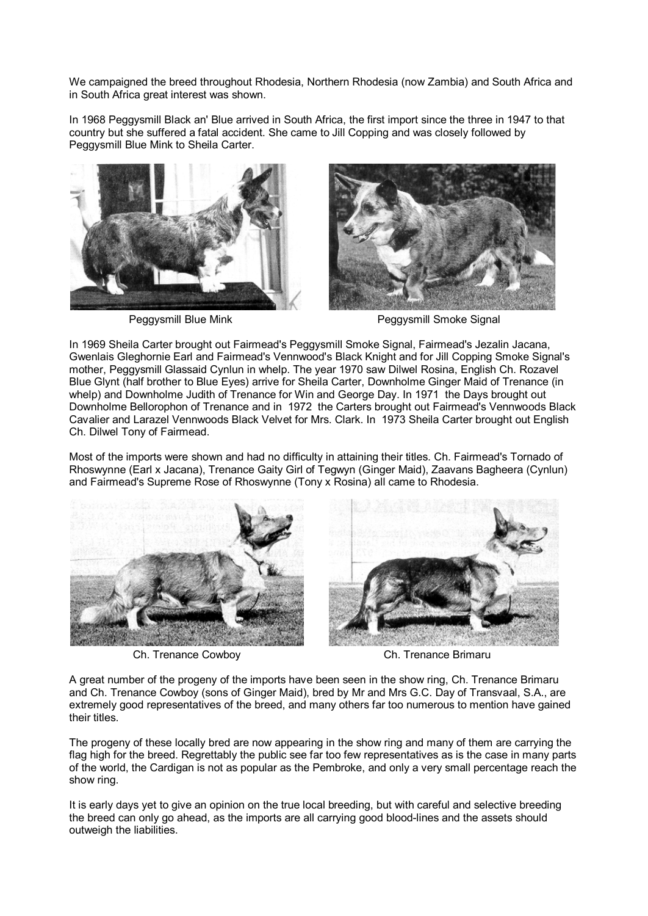We campaigned the breed throughout Rhodesia, Northern Rhodesia (now Zambia) and South Africa and in South Africa great interest was shown.

In 1968 Peggysmill Black an' Blue arrived in South Africa, the first import since the three in 1947 to that country but she suffered a fatal accident. She came to Jill Copping and was closely followed by Peggysmill Blue Mink to Sheila Carter.

Peggysmill Blue Mink

Peggysmill Smoke Signal

In 1969 Sheila Carter brought out Fairmead's Peggysmill Smoke Signal, Fairmead's Jezalin Jacana, Gwenlais Gleghornie Earl and Fairmead's Vennwood's Black Knight and for Jill Copping Smoke Signal's mother, Peggysmill Glassaid Cynlun in whelp. The year 1970 saw Dilwel Rosina, English Ch. Rozavel Blue Glynt (half brother to Blue Eyes) arrive for Sheila Carter, Downholme Ginger Maid of Trenance (in whelp) and Downholme Judith of Trenance for Win and George Day. In 1971 the Days brought out Downholme Bellorophon of Trenance and in 1972 the Carters brought out Fairmead's Vennwoods Black Cavalier and Larazel Vennwoods Black Velvet for Mrs. Clark. In 1973 Sheila Carter brought out English Ch. Dilwel Tony of Fairmead.

Most of the imports were shown and had no difficulty in attaining their titles. Ch. Fairmead's Tornado of Rhoswynne (Earl x Jacana), Trenance Gaity Girl of Tegwyn (Ginger Maid), Zaavans Bagheera (Cynlun) and Fairmead's Supreme Rose of Rhoswynne (Tony x Rosina) all came to Rhodesia.

Ch. Trenance Cowboy

Ch. Trenance Brimaru

A great number of the progeny of the imports have been seen in the show ring, Ch. Trenance Brimaru and Ch. Trenance Cowboy (sons of Ginger Maid), bred by Mr and Mrs G.C. Day of Transvaal, S.A., are extremely good representatives of the breed, and many others far too numerous to mention have gained their titles.

The progeny of these locally bred are now appearing in the show ring and many of them are carrying the flag high for the breed. Regrettably the public see far too few representatives as is the case in many parts of the world, the Cardigan is not as popular as the Pembroke, and only a very small percentage reach the show ring.

It is early days yet to give an opinion on the true local breeding, but with careful and selective breeding the breed can only go ahead, as the imports are all carrying good blood-lines and the assets should outweigh the liabilities.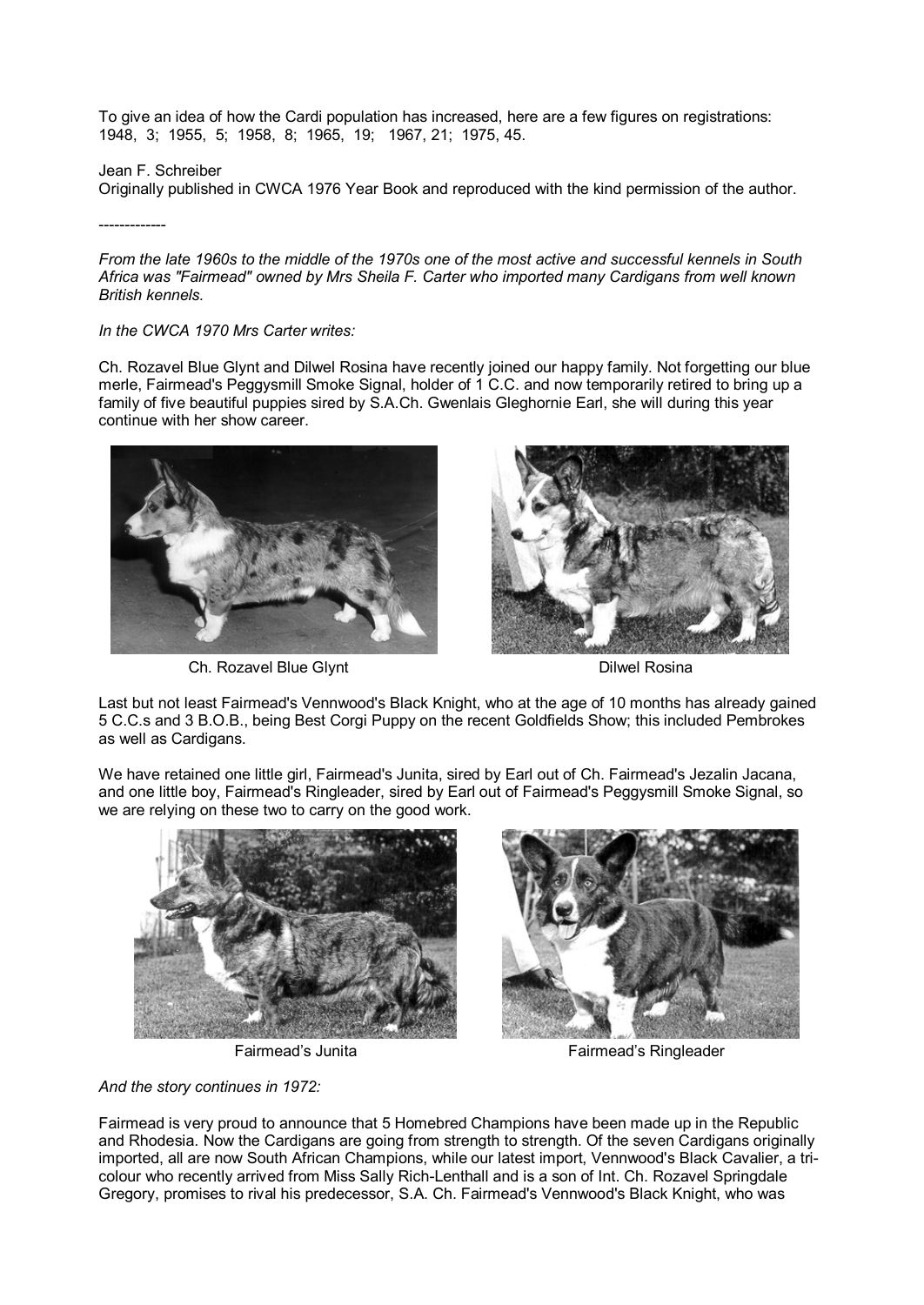To give an idea of how the Cardi population has increased, here are a few figures on registrations: 1948, 3; 1955, 5; 1958, 8; 1965, 19; 1967, 21; 1975, 45.

Jean F. Schreiber
Originally published in CWCA 1976 Year Book and reproduced with the kind permission of the author.

-------------

*From the late 1960s to the middle of the 1970s one of the most active and successful kennels in South Africa was "Fairmead" owned by Mrs Sheila F. Carter who imported many Cardigans from well known British kennels.*

*In the CWCA 1970 Mrs Carter writes:*

Ch. Rozavel Blue Glynt and Dilwel Rosina have recently joined our happy family. Not forgetting our blue merle, Fairmead's Peggysmill Smoke Signal, holder of 1 C.C. and now temporarily retired to bring up a family of five beautiful puppies sired by S.A.Ch. Gwenlais Gleghornie Earl, she will during this year continue with her show career.

Ch. Rozavel Blue Glynt

Dilwel Rosina

Last but not least Fairmead's Vennwood's Black Knight, who at the age of 10 months has already gained 5 C.C.s and 3 B.O.B., being Best Corgi Puppy on the recent Goldfields Show; this included Pembrokes as well as Cardigans.

We have retained one little girl, Fairmead's Junita, sired by Earl out of Ch. Fairmead's Jezalin Jacana, and one little boy, Fairmead's Ringleader, sired by Earl out of Fairmead's Peggysmill Smoke Signal, so we are relying on these two to carry on the good work.

Fairmead's Junita

Fairmead's Ringleader

*And the story continues in 1972:*

Fairmead is very proud to announce that 5 Homebred Champions have been made up in the Republic and Rhodesia. Now the Cardigans are going from strength to strength. Of the seven Cardigans originally imported, all are now South African Champions, while our latest import, Vennwood's Black Cavalier, a tri-colour who recently arrived from Miss Sally Rich-Lenthall and is a son of Int. Ch. Rozavel Springdale Gregory, promises to rival his predecessor, S.A. Ch. Fairmead's Vennwood's Black Knight, who was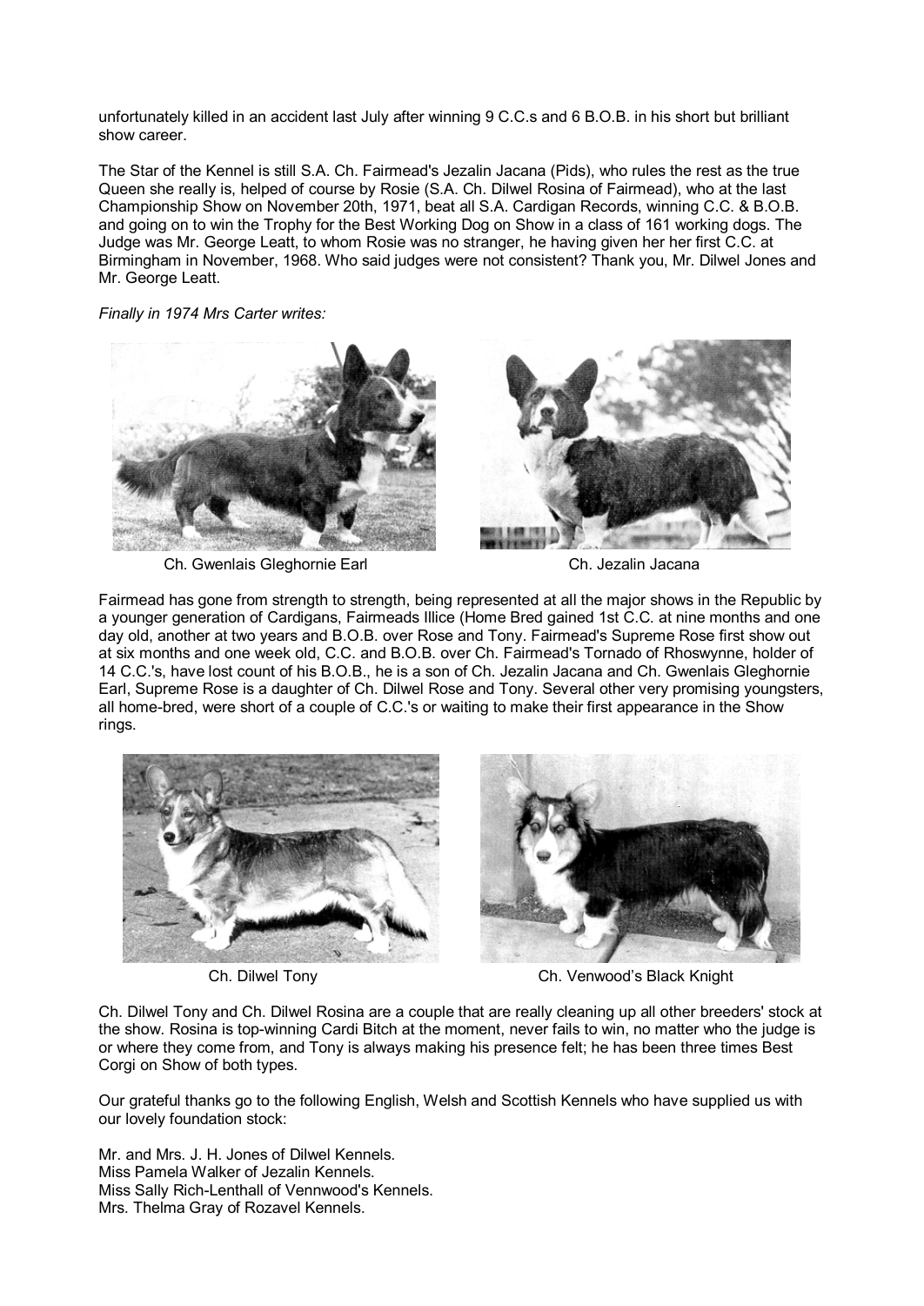unfortunately killed in an accident last July after winning 9 C.C.s and 6 B.O.B. in his short but brilliant show career.

The Star of the Kennel is still S.A. Ch. Fairmead's Jezalin Jacana (Pids), who rules the rest as the true Queen she really is, helped of course by Rosie (S.A. Ch. Dilwel Rosina of Fairmead), who at the last Championship Show on November 20th, 1971, beat all S.A. Cardigan Records, winning C.C. & B.O.B. and going on to win the Trophy for the Best Working Dog on Show in a class of 161 working dogs. The Judge was Mr. George Leatt, to whom Rosie was no stranger, he having given her her first C.C. at Birmingham in November, 1968. Who said judges were not consistent? Thank you, Mr. Dilwel Jones and Mr. George Leatt.

*Finally in 1974 Mrs Carter writes:*

Ch. Gwenlais Gleghornie Earl

Ch. Jezalin Jacana

Fairmead has gone from strength to strength, being represented at all the major shows in the Republic by a younger generation of Cardigans, Fairmeads Illice (Home Bred gained 1st C.C. at nine months and one day old, another at two years and B.O.B. over Rose and Tony. Fairmead's Supreme Rose first show out at six months and one week old, C.C. and B.O.B. over Ch. Fairmead's Tornado of Rhoswynne, holder of 14 C.C.'s, have lost count of his B.O.B., he is a son of Ch. Jezalin Jacana and Ch. Gwenlais Gleghornie Earl, Supreme Rose is a daughter of Ch. Dilwel Rose and Tony. Several other very promising youngsters, all home-bred, were short of a couple of C.C.'s or waiting to make their first appearance in the Show rings.

Ch. Dilwel Tony

Ch. Venwood's Black Knight

Ch. Dilwel Tony and Ch. Dilwel Rosina are a couple that are really cleaning up all other breeders' stock at the show. Rosina is top-winning Cardi Bitch at the moment, never fails to win, no matter who the judge is or where they come from, and Tony is always making his presence felt; he has been three times Best Corgi on Show of both types.

Our grateful thanks go to the following English, Welsh and Scottish Kennels who have supplied us with our lovely foundation stock:

Mr. and Mrs. J. H. Jones of Dilwel Kennels.
Miss Pamela Walker of Jezalin Kennels.
Miss Sally Rich-Lenthall of Vennwood's Kennels.
Mrs. Thelma Gray of Rozavel Kennels.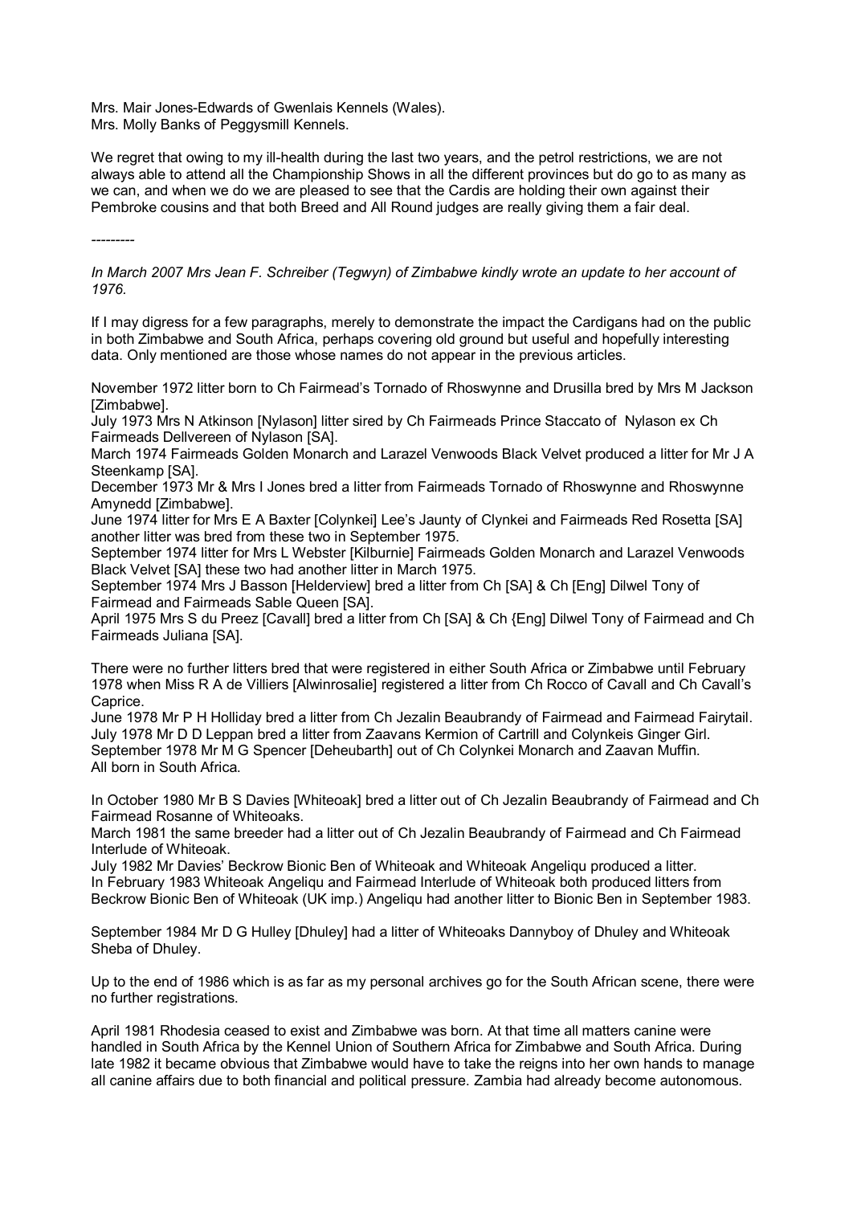Mrs. Mair Jones-Edwards of Gwenlais Kennels (Wales).
Mrs. Molly Banks of Peggysmill Kennels.

We regret that owing to my ill-health during the last two years, and the petrol restrictions, we are not always able to attend all the Championship Shows in all the different provinces but do go to as many as we can, and when we do we are pleased to see that the Cardis are holding their own against their Pembroke cousins and that both Breed and All Round judges are really giving them a fair deal.

---------

*In March 2007 Mrs Jean F. Schreiber (Tegwyn) of Zimbabwe kindly wrote an update to her account of 1976.*

If I may digress for a few paragraphs, merely to demonstrate the impact the Cardigans had on the public in both Zimbabwe and South Africa, perhaps covering old ground but useful and hopefully interesting data. Only mentioned are those whose names do not appear in the previous articles.

November 1972 litter born to Ch Fairmead's Tornado of Rhoswynne and Drusilla bred by Mrs M Jackson [Zimbabwe].
July 1973 Mrs N Atkinson [Nylason] litter sired by Ch Fairmeads Prince Staccato of Nylason ex Ch Fairmeads Dellvereen of Nylason [SA].
March 1974 Fairmeads Golden Monarch and Larazel Venwoods Black Velvet produced a litter for Mr J A Steenkamp [SA].
December 1973 Mr & Mrs I Jones bred a litter from Fairmeads Tornado of Rhoswynne and Rhoswynne Amynedd [Zimbabwe].
June 1974 litter for Mrs E A Baxter [Colynkei] Lee's Jaunty of Clynkei and Fairmeads Red Rosetta [SA] another litter was bred from these two in September 1975.
September 1974 litter for Mrs L Webster [Kilburnie] Fairmeads Golden Monarch and Larazel Venwoods Black Velvet [SA] these two had another litter in March 1975.
September 1974 Mrs J Basson [Helderview] bred a litter from Ch [SA] & Ch [Eng] Dilwel Tony of Fairmead and Fairmeads Sable Queen [SA].
April 1975 Mrs S du Preez [Cavall] bred a litter from Ch [SA] & Ch {Eng] Dilwel Tony of Fairmead and Ch Fairmeads Juliana [SA].

There were no further litters bred that were registered in either South Africa or Zimbabwe until February 1978 when Miss R A de Villiers [Alwinrosalie] registered a litter from Ch Rocco of Cavall and Ch Cavall's Caprice.
June 1978 Mr P H Holliday bred a litter from Ch Jezalin Beaubrandy of Fairmead and Fairmead Fairytail.
July 1978 Mr D D Leppan bred a litter from Zaavans Kermion of Cartrill and Colynkeis Ginger Girl.
September 1978 Mr M G Spencer [Deheubarth] out of Ch Colynkei Monarch and Zaavan Muffin.
All born in South Africa.

In October 1980 Mr B S Davies [Whiteoak] bred a litter out of Ch Jezalin Beaubrandy of Fairmead and Ch Fairmead Rosanne of Whiteoaks.
March 1981 the same breeder had a litter out of Ch Jezalin Beaubrandy of Fairmead and Ch Fairmead Interlude of Whiteoak.
July 1982 Mr Davies' Beckrow Bionic Ben of Whiteoak and Whiteoak Angeliqu produced a litter.
In February 1983 Whiteoak Angeliqu and Fairmead Interlude of Whiteoak both produced litters from Beckrow Bionic Ben of Whiteoak (UK imp.) Angeliqu had another litter to Bionic Ben in September 1983.

September 1984 Mr D G Hulley [Dhuley] had a litter of Whiteoaks Dannyboy of Dhuley and Whiteoak Sheba of Dhuley.

Up to the end of 1986 which is as far as my personal archives go for the South African scene, there were no further registrations.

April 1981 Rhodesia ceased to exist and Zimbabwe was born. At that time all matters canine were handled in South Africa by the Kennel Union of Southern Africa for Zimbabwe and South Africa. During late 1982 it became obvious that Zimbabwe would have to take the reigns into her own hands to manage all canine affairs due to both financial and political pressure. Zambia had already become autonomous.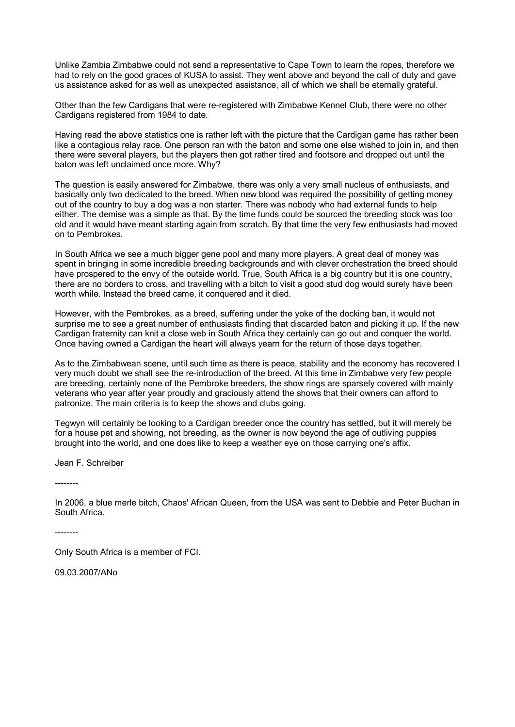Unlike Zambia Zimbabwe could not send a representative to Cape Town to learn the ropes, therefore we had to rely on the good graces of KUSA to assist. They went above and beyond the call of duty and gave us assistance asked for as well as unexpected assistance, all of which we shall be eternally grateful.

Other than the few Cardigans that were re-registered with Zimbabwe Kennel Club, there were no other Cardigans registered from 1984 to date.

Having read the above statistics one is rather left with the picture that the Cardigan game has rather been like a contagious relay race. One person ran with the baton and some one else wished to join in, and then there were several players, but the players then got rather tired and footsore and dropped out until the baton was left unclaimed once more. Why?

The question is easily answered for Zimbabwe, there was only a very small nucleus of enthusiasts, and basically only two dedicated to the breed. When new blood was required the possibility of getting money out of the country to buy a dog was a non starter. There was nobody who had external funds to help either. The demise was a simple as that. By the time funds could be sourced the breeding stock was too old and it would have meant starting again from scratch. By that time the very few enthusiasts had moved on to Pembrokes.

In South Africa we see a much bigger gene pool and many more players. A great deal of money was spent in bringing in some incredible breeding backgrounds and with clever orchestration the breed should have prospered to the envy of the outside world. True, South Africa is a big country but it is one country, there are no borders to cross, and travelling with a bitch to visit a good stud dog would surely have been worth while. Instead the breed came, it conquered and it died.

However, with the Pembrokes, as a breed, suffering under the yoke of the docking ban, it would not surprise me to see a great number of enthusiasts finding that discarded baton and picking it up. If the new Cardigan fraternity can knit a close web in South Africa they certainly can go out and conquer the world. Once having owned a Cardigan the heart will always yearn for the return of those days together.

As to the Zimbabwean scene, until such time as there is peace, stability and the economy has recovered I very much doubt we shall see the re-introduction of the breed. At this time in Zimbabwe very few people are breeding, certainly none of the Pembroke breeders, the show rings are sparsely covered with mainly veterans who year after year proudly and graciously attend the shows that their owners can afford to patronize. The main criteria is to keep the shows and clubs going.

Tegwyn will certainly be looking to a Cardigan breeder once the country has settled, but it will merely be for a house pet and showing, not breeding, as the owner is now beyond the age of outliving puppies brought into the world, and one does like to keep a weather eye on those carrying one's affix.

Jean F. Schreiber

--------

In 2006, a blue merle bitch, Chaos' African Queen, from the USA was sent to Debbie and Peter Buchan in South Africa.

--------

Only South Africa is a member of FCI.

09.03.2007/ANo